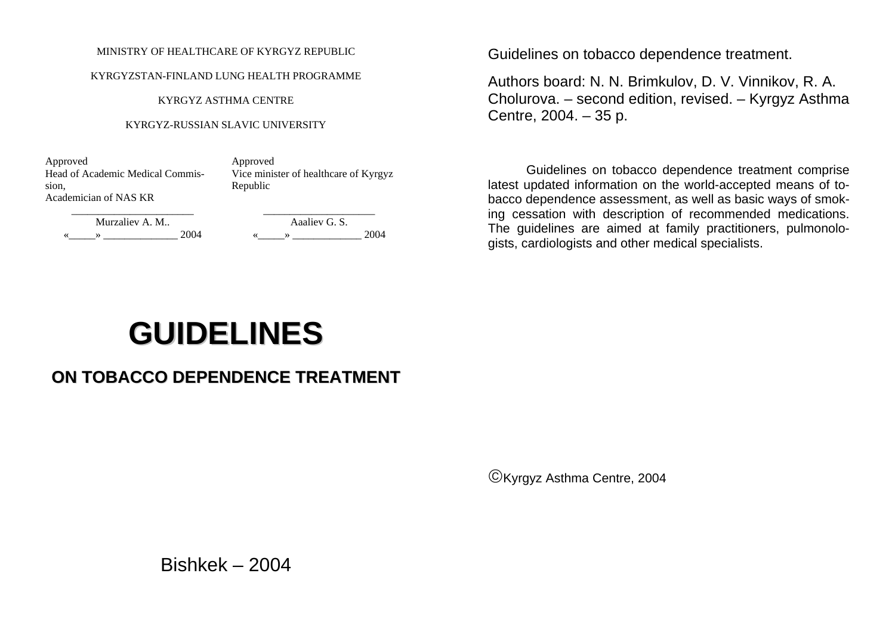MINISTRY OF HEALTHCARE OF KYRGYZ REPUBLIC

KYRGYZSTAN-FINLAND LUNG HEALTH PROGRAMME

KYRGYZ ASTHMA CENTRE

KYRGYZ-RUSSIAN SLAVIC UNIVERSITY

| Approved<br>Head of Academic Medical Commission,<br>Academician of NAS KR | Approved<br>Vice minister of healthcare of Kyrgyz Republic |
|---|---|
| _______________________<br>Murzaliev A. M..<br>«_____» ______________ 2004 | _____________________<br>Aaaliev G. S.<br>«_____» _____________ 2004 |

# GUIDELINES

## ON TOBACCO DEPENDENCE TREATMENT

Bishkek – 2004

Guidelines on tobacco dependence treatment.

Authors board: N. N. Brimkulov, D. V. Vinnikov, R. A. Cholurova. – second edition, revised. – Kyrgyz Asthma Centre, 2004. – 35 p.

Guidelines on tobacco dependence treatment comprise latest updated information on the world-accepted means of tobacco dependence assessment, as well as basic ways of smoking cessation with description of recommended medications. The guidelines are aimed at family practitioners, pulmonologists, cardiologists and other medical specialists.

©Kyrgyz Asthma Centre, 2004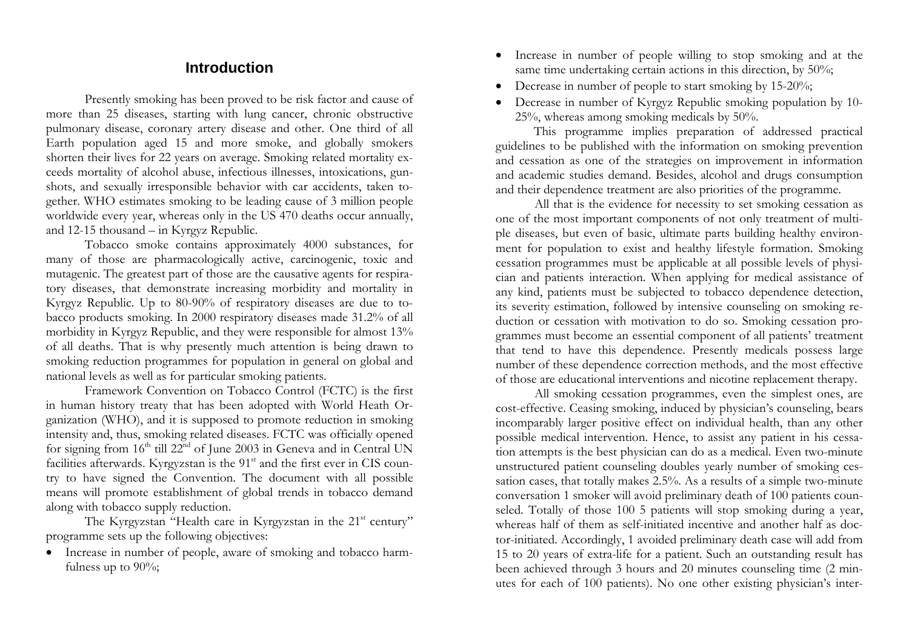## Introduction

Presently smoking has been proved to be risk factor and cause of more than 25 diseases, starting with lung cancer, chronic obstructive pulmonary disease, coronary artery disease and other. One third of all Earth population aged 15 and more smoke, and globally smokers shorten their lives for 22 years on average. Smoking related mortality exceeds mortality of alcohol abuse, infectious illnesses, intoxications, gunshots, and sexually irresponsible behavior with car accidents, taken together. WHO estimates smoking to be leading cause of 3 million people worldwide every year, whereas only in the US 470 deaths occur annually, and 12-15 thousand – in Kyrgyz Republic.

Tobacco smoke contains approximately 4000 substances, for many of those are pharmacologically active, carcinogenic, toxic and mutagenic. The greatest part of those are the causative agents for respiratory diseases, that demonstrate increasing morbidity and mortality in Kyrgyz Republic. Up to 80-90% of respiratory diseases are due to tobacco products smoking. In 2000 respiratory diseases made 31.2% of all morbidity in Kyrgyz Republic, and they were responsible for almost 13% of all deaths. That is why presently much attention is being drawn to smoking reduction programmes for population in general on global and national levels as well as for particular smoking patients.

Framework Convention on Tobacco Control (FCTC) is the first in human history treaty that has been adopted with World Heath Organization (WHO), and it is supposed to promote reduction in smoking intensity and, thus, smoking related diseases. FCTC was officially opened for signing from 16th till 22nd of June 2003 in Geneva and in Central UN facilities afterwards. Kyrgyzstan is the 91st and the first ever in CIS country to have signed the Convention. The document with all possible means will promote establishment of global trends in tobacco demand along with tobacco supply reduction.

The Kyrgyzstan "Health care in Kyrgyzstan in the 21st century" programme sets up the following objectives:

- Increase in number of people, aware of smoking and tobacco harmfulness up to 90%;
- Increase in number of people willing to stop smoking and at the same time undertaking certain actions in this direction, by 50%;
- Decrease in number of people to start smoking by 15-20%;
- Decrease in number of Kyrgyz Republic smoking population by 10-25%, whereas among smoking medicals by 50%.

This programme implies preparation of addressed practical guidelines to be published with the information on smoking prevention and cessation as one of the strategies on improvement in information and academic studies demand. Besides, alcohol and drugs consumption and their dependence treatment are also priorities of the programme.

All that is the evidence for necessity to set smoking cessation as one of the most important components of not only treatment of multiple diseases, but even of basic, ultimate parts building healthy environment for population to exist and healthy lifestyle formation. Smoking cessation programmes must be applicable at all possible levels of physician and patients interaction. When applying for medical assistance of any kind, patients must be subjected to tobacco dependence detection, its severity estimation, followed by intensive counseling on smoking reduction or cessation with motivation to do so. Smoking cessation programmes must become an essential component of all patients' treatment that tend to have this dependence. Presently medicals possess large number of these dependence correction methods, and the most effective of those are educational interventions and nicotine replacement therapy.

All smoking cessation programmes, even the simplest ones, are cost-effective. Ceasing smoking, induced by physician's counseling, bears incomparably larger positive effect on individual health, than any other possible medical intervention. Hence, to assist any patient in his cessation attempts is the best physician can do as a medical. Even two-minute unstructured patient counseling doubles yearly number of smoking cessation cases, that totally makes 2.5%. As a results of a simple two-minute conversation 1 smoker will avoid preliminary death of 100 patients counseled. Totally of those 100 5 patients will stop smoking during a year, whereas half of them as self-initiated incentive and another half as doctor-initiated. Accordingly, 1 avoided preliminary death case will add from 15 to 20 years of extra-life for a patient. Such an outstanding result has been achieved through 3 hours and 20 minutes counseling time (2 minutes for each of 100 patients). No one other existing physician's inter-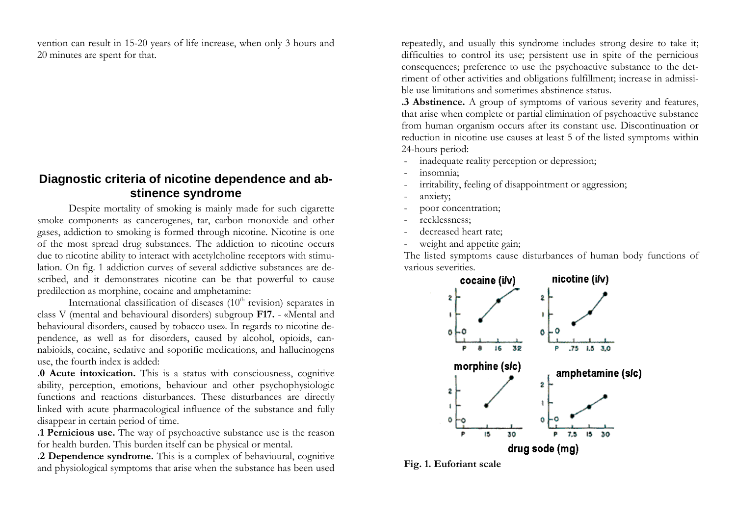vention can result in 15-20 years of life increase, when only 3 hours and 20 minutes are spent for that.

## Diagnostic criteria of nicotine dependence and abstinence syndrome

Despite mortality of smoking is mainly made for such cigarette smoke components as cancerogenes, tar, carbon monoxide and other gases, addiction to smoking is formed through nicotine. Nicotine is one of the most spread drug substances. The addiction to nicotine occurs due to nicotine ability to interact with acetylcholine receptors with stimulation. On fig. 1 addiction curves of several addictive substances are described, and it demonstrates nicotine can be that powerful to cause predilection as morphine, cocaine and amphetamine:

International classification of diseases ($10^{th}$ revision) separates in class V (mental and behavioural disorders) subgroup **F17.** - «Mental and behavioural disorders, caused by tobacco use». In regards to nicotine dependence, as well as for disorders, caused by alcohol, opioids, cannabioids, cocaine, sedative and soporific medications, and hallucinogens use, the fourth index is added:

**.0 Acute intoxication.** This is a status with consciousness, cognitive ability, perception, emotions, behaviour and other psychophysiologic functions and reactions disturbances. These disturbances are directly linked with acute pharmacological influence of the substance and fully disappear in certain period of time.

**.1 Pernicious use.** The way of psychoactive substance use is the reason for health burden. This burden itself can be physical or mental.

**.2 Dependence syndrome.** This is a complex of behavioural, cognitive and physiological symptoms that arise when the substance has been used repeatedly, and usually this syndrome includes strong desire to take it; difficulties to control its use; persistent use in spite of the pernicious consequences; preference to use the psychoactive substance to the detriment of other activities and obligations fulfillment; increase in admissible use limitations and sometimes abstinence status.

**.3 Abstinence.** A group of symptoms of various severity and features, that arise when complete or partial elimination of psychoactive substance from human organism occurs after its constant use. Discontinuation or reduction in nicotine use causes at least 5 of the listed symptoms within 24-hours period:

- inadequate reality perception or depression;
- insomnia;
- irritability, feeling of disappointment or aggression;
- anxiety;
- poor concentration;
- recklessness;
- decreased heart rate;
- weight and appetite gain;

The listed symptoms cause disturbances of human body functions of various severities.

**Fig. 1. Euforiant scale**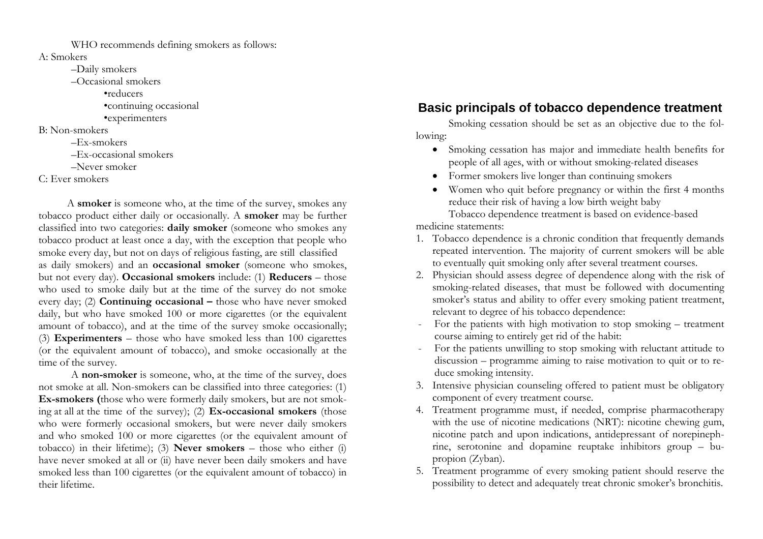WHO recommends defining smokers as follows:

A: Smokers

- –Daily smokers
- –Occasional smokers
  - •reducers
  - •continuing occasional
  - •experimenters

B: Non-smokers

- –Ex-smokers
- –Ex-occasional smokers
- –Never smoker

C: Ever smokers

A **smoker** is someone who, at the time of the survey, smokes any tobacco product either daily or occasionally. A **smoker** may be further classified into two categories: **daily smoker** (someone who smokes any tobacco product at least once a day, with the exception that people who smoke every day, but not on days of religious fasting, are still classified as daily smokers) and an **occasional smoker** (someone who smokes, but not every day). **Occasional smokers** include: (1) **Reducers** – those who used to smoke daily but at the time of the survey do not smoke every day; (2) **Continuing occasional –** those who have never smoked daily, but who have smoked 100 or more cigarettes (or the equivalent amount of tobacco), and at the time of the survey smoke occasionally; (3) **Experimenters** – those who have smoked less than 100 cigarettes (or the equivalent amount of tobacco), and smoke occasionally at the time of the survey.

A **non-smoker** is someone, who, at the time of the survey, does not smoke at all. Non-smokers can be classified into three categories: (1) **Ex-smokers (**those who were formerly daily smokers, but are not smoking at all at the time of the survey); (2) **Ex-occasional smokers** (those who were formerly occasional smokers, but were never daily smokers and who smoked 100 or more cigarettes (or the equivalent amount of tobacco) in their lifetime); (3) **Never smokers** – those who either (i) have never smoked at all or (ii) have never been daily smokers and have smoked less than 100 cigarettes (or the equivalent amount of tobacco) in their lifetime.

## Basic principals of tobacco dependence treatment

Smoking cessation should be set as an objective due to the following:

- Smoking cessation has major and immediate health benefits for people of all ages, with or without smoking-related diseases
- Former smokers live longer than continuing smokers
- Women who quit before pregnancy or within the first 4 months reduce their risk of having a low birth weight baby

Tobacco dependence treatment is based on evidence-based medicine statements:

1. Tobacco dependence is a chronic condition that frequently demands repeated intervention. The majority of current smokers will be able to eventually quit smoking only after several treatment courses.
2. Physician should assess degree of dependence along with the risk of smoking-related diseases, that must be followed with documenting smoker's status and ability to offer every smoking patient treatment, relevant to degree of his tobacco dependence:
   - For the patients with high motivation to stop smoking – treatment course aiming to entirely get rid of the habit:
   - For the patients unwilling to stop smoking with reluctant attitude to discussion – programme aiming to raise motivation to quit or to reduce smoking intensity.
3. Intensive physician counseling offered to patient must be obligatory component of every treatment course.
4. Treatment programme must, if needed, comprise pharmacotherapy with the use of nicotine medications (NRT): nicotine chewing gum, nicotine patch and upon indications, antidepressant of norepinephrine, serotonine and dopamine reuptake inhibitors group – bupropion (Zyban).
5. Treatment programme of every smoking patient should reserve the possibility to detect and adequately treat chronic smoker's bronchitis.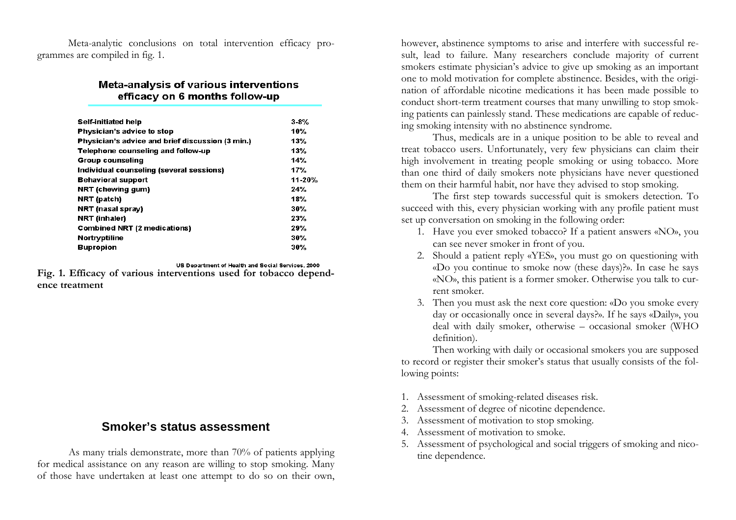Meta-analytic conclusions on total intervention efficacy programmes are compiled in fig. 1.

**Meta-analysis of various interventions efficacy on 6 months follow-up**

| Intervention | Efficacy |
|---|---|
| Self-initiated help | 3-8% |
| Physician's advice to stop | 10% |
| Physician's advice and brief discussion (3 min.) | 13% |
| Telephone counseling and follow-up | 13% |
| Group counseling | 14% |
| Individual counseling (several sessions) | 17% |
| Behavioral support | 11-20% |
| NRT (chewing gum) | 24% |
| NRT (patch) | 18% |
| NRT (nasal spray) | 30% |
| NRT (inhaler) | 23% |
| Combined NRT (2 medications) | 29% |
| Nortryptiline | 30% |
| Bupropion | 30% |

US Department of Health and Social Services, 2000

**Fig. 1. Efficacy of various interventions used for tobacco dependence treatment**

## Smoker's status assessment

As many trials demonstrate, more than 70% of patients applying for medical assistance on any reason are willing to stop smoking. Many of those have undertaken at least one attempt to do so on their own, however, abstinence symptoms to arise and interfere with successful result, lead to failure. Many researchers conclude majority of current smokers estimate physician's advice to give up smoking as an important one to mold motivation for complete abstinence. Besides, with the origination of affordable nicotine medications it has been made possible to conduct short-term treatment courses that many unwilling to stop smoking patients can painlessly stand. These medications are capable of reducing smoking intensity with no abstinence syndrome.

Thus, medicals are in a unique position to be able to reveal and treat tobacco users. Unfortunately, very few physicians can claim their high involvement in treating people smoking or using tobacco. More than one third of daily smokers note physicians have never questioned them on their harmful habit, nor have they advised to stop smoking.

The first step towards successful quit is smokers detection. To succeed with this, every physician working with any profile patient must set up conversation on smoking in the following order:

1. Have you ever smoked tobacco? If a patient answers «NO», you can see never smoker in front of you.
2. Should a patient reply «YES», you must go on questioning with «Do you continue to smoke now (these days)?». In case he says «NO», this patient is a former smoker. Otherwise you talk to current smoker.
3. Then you must ask the next core question: «Do you smoke every day or occasionally once in several days?». If he says «Daily», you deal with daily smoker, otherwise – occasional smoker (WHO definition).

Then working with daily or occasional smokers you are supposed to record or register their smoker's status that usually consists of the following points:

1. Assessment of smoking-related diseases risk.
2. Assessment of degree of nicotine dependence.
3. Assessment of motivation to stop smoking.
4. Assessment of motivation to smoke.
5. Assessment of psychological and social triggers of smoking and nicotine dependence.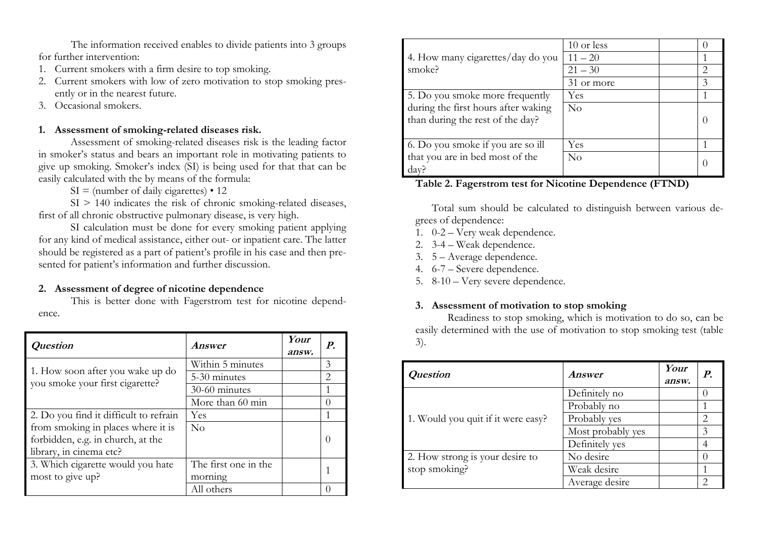The information received enables to divide patients into 3 groups for further intervention:

1. Current smokers with a firm desire to top smoking.
2. Current smokers with low of zero motivation to stop smoking presently or in the nearest future.
3. Occasional smokers.

**1. Assessment of smoking-related diseases risk.**

Assessment of smoking-related diseases risk is the leading factor in smoker's status and bears an important role in motivating patients to give up smoking. Smoker's index (SI) is being used for that that can be easily calculated with the by means of the formula:

SI = (number of daily cigarettes) • 12

SI > 140 indicates the risk of chronic smoking-related diseases, first of all chronic obstructive pulmonary disease, is very high.

SI calculation must be done for every smoking patient applying for any kind of medical assistance, either out- or inpatient care. The latter should be registered as a part of patient's profile in his case and then presented for patient's information and further discussion.

**2. Assessment of degree of nicotine dependence**

This is better done with Fagerstrom test for nicotine dependence.

| ***Question*** | ***Answer*** | ***Your answ.*** | ***P.*** |
|---|---|---|---|
| 1. How soon after you wake up do you smoke your first cigarette? | Within 5 minutes | | 3 |
| | 5-30 minutes | | 2 |
| | 30-60 minutes | | 1 |
| | More than 60 min | | 0 |
| 2. Do you find it difficult to refrain from smoking in places where it is forbidden, e.g. in church, at the library, in cinema etc? | Yes | | 1 |
| | No | | 0 |
| 3. Which cigarette would you hate most to give up? | The first one in the morning | | 1 |
| | All others | | 0 |
| 4. How many cigarettes/day do you smoke? | 10 or less | | 0 |
| | 11 – 20 | | 1 |
| | 21 – 30 | | 2 |
| | 31 or more | | 3 |
| 5. Do you smoke more frequently during the first hours after waking than during the rest of the day? | Yes | | 1 |
| | No | | 0 |
| 6. Do you smoke if you are so ill that you are in bed most of the day? | Yes | | 1 |
| | No | | 0 |

**Table 2. Fagerstrom test for Nicotine Dependence (FTND)**

Total sum should be calculated to distinguish between various degrees of dependence:

1. 0-2 – Very weak dependence.
2. 3-4 – Weak dependence.
3. 5 – Average dependence.
4. 6-7 – Severe dependence.
5. 8-10 – Very severe dependence.

**3. Assessment of motivation to stop smoking**

Readiness to stop smoking, which is motivation to do so, can be easily determined with the use of motivation to stop smoking test (table 3).

| ***Question*** | ***Answer*** | ***Your answ.*** | ***P.*** |
|---|---|---|---|
| 1. Would you quit if it were easy? | Definitely no | | 0 |
| | Probably no | | 1 |
| | Probably yes | | 2 |
| | Most probably yes | | 3 |
| | Definitely yes | | 4 |
| 2. How strong is your desire to stop smoking? | No desire | | 0 |
| | Weak desire | | 1 |
| | Average desire | | 2 |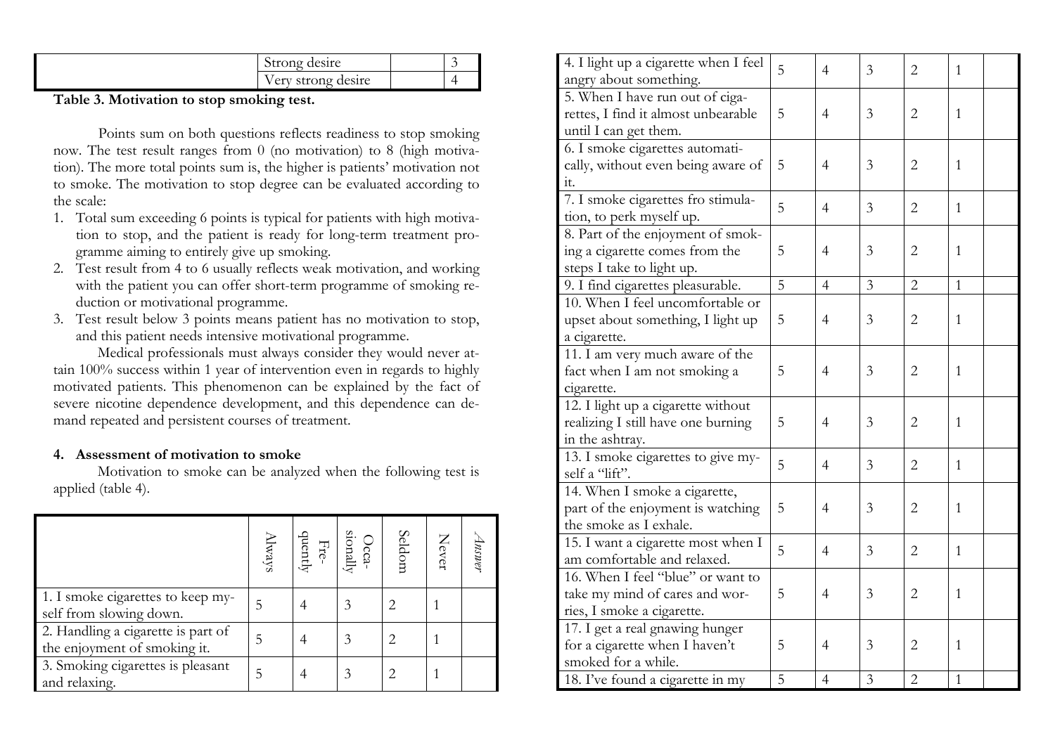| | | |
|---|---|---|
| | Strong desire | 3 |
| | Very strong desire | 4 |

**Table 3. Motivation to stop smoking test.**

Points sum on both questions reflects readiness to stop smoking now. The test result ranges from 0 (no motivation) to 8 (high motivation). The more total points sum is, the higher is patients' motivation not to smoke. The motivation to stop degree can be evaluated according to the scale:

1. Total sum exceeding 6 points is typical for patients with high motivation to stop, and the patient is ready for long-term treatment programme aiming to entirely give up smoking.
2. Test result from 4 to 6 usually reflects weak motivation, and working with the patient you can offer short-term programme of smoking reduction or motivational programme.
3. Test result below 3 points means patient has no motivation to stop, and this patient needs intensive motivational programme.

Medical professionals must always consider they would never attain 100% success within 1 year of intervention even in regards to highly motivated patients. This phenomenon can be explained by the fact of severe nicotine dependence development, and this dependence can demand repeated and persistent courses of treatment.

## 4. Assessment of motivation to smoke

Motivation to smoke can be analyzed when the following test is applied (table 4).

| | Always | Frequently | Occasionally | Seldom | Never | *Answer* |
|---|---|---|---|---|---|---|
| 1. I smoke cigarettes to keep myself from slowing down. | 5 | 4 | 3 | 2 | 1 | |
| 2. Handling a cigarette is part of the enjoyment of smoking it. | 5 | 4 | 3 | 2 | 1 | |
| 3. Smoking cigarettes is pleasant and relaxing. | 5 | 4 | 3 | 2 | 1 | |
| 4. I light up a cigarette when I feel angry about something. | 5 | 4 | 3 | 2 | 1 | |
| 5. When I have run out of cigarettes, I find it almost unbearable until I can get them. | 5 | 4 | 3 | 2 | 1 | |
| 6. I smoke cigarettes automatically, without even being aware of it. | 5 | 4 | 3 | 2 | 1 | |
| 7. I smoke cigarettes fro stimulation, to perk myself up. | 5 | 4 | 3 | 2 | 1 | |
| 8. Part of the enjoyment of smoking a cigarette comes from the steps I take to light up. | 5 | 4 | 3 | 2 | 1 | |
| 9. I find cigarettes pleasurable. | 5 | 4 | 3 | 2 | 1 | |
| 10. When I feel uncomfortable or upset about something, I light up a cigarette. | 5 | 4 | 3 | 2 | 1 | |
| 11. I am very much aware of the fact when I am not smoking a cigarette. | 5 | 4 | 3 | 2 | 1 | |
| 12. I light up a cigarette without realizing I still have one burning in the ashtray. | 5 | 4 | 3 | 2 | 1 | |
| 13. I smoke cigarettes to give myself a "lift". | 5 | 4 | 3 | 2 | 1 | |
| 14. When I smoke a cigarette, part of the enjoyment is watching the smoke as I exhale. | 5 | 4 | 3 | 2 | 1 | |
| 15. I want a cigarette most when I am comfortable and relaxed. | 5 | 4 | 3 | 2 | 1 | |
| 16. When I feel "blue" or want to take my mind of cares and worries, I smoke a cigarette. | 5 | 4 | 3 | 2 | 1 | |
| 17. I get a real gnawing hunger for a cigarette when I haven't smoked for a while. | 5 | 4 | 3 | 2 | 1 | |
| 18. I've found a cigarette in my | 5 | 4 | 3 | 2 | 1 | |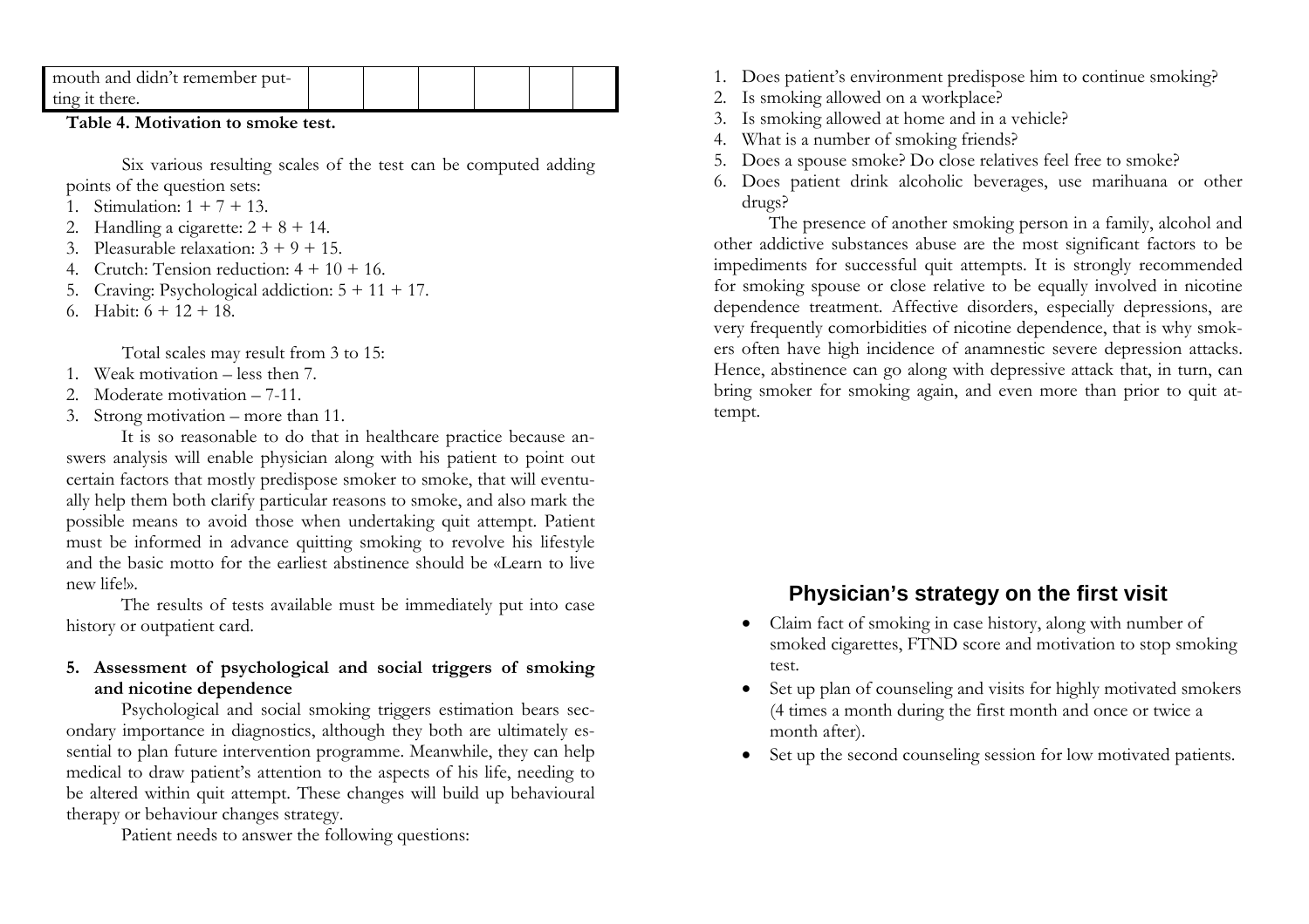| mouth and didn't remember putting it there. | | | | | | |
|---|---|---|---|---|---|---|

**Table 4. Motivation to smoke test.**

Six various resulting scales of the test can be computed adding points of the question sets:

1. Stimulation: 1 + 7 + 13.
2. Handling a cigarette: 2 + 8 + 14.
3. Pleasurable relaxation: 3 + 9 + 15.
4. Crutch: Tension reduction: 4 + 10 + 16.
5. Craving: Psychological addiction: 5 + 11 + 17.
6. Habit: 6 + 12 + 18.

Total scales may result from 3 to 15:

1. Weak motivation – less then 7.
2. Moderate motivation – 7-11.
3. Strong motivation – more than 11.

It is so reasonable to do that in healthcare practice because answers analysis will enable physician along with his patient to point out certain factors that mostly predispose smoker to smoke, that will eventually help them both clarify particular reasons to smoke, and also mark the possible means to avoid those when undertaking quit attempt. Patient must be informed in advance quitting smoking to revolve his lifestyle and the basic motto for the earliest abstinence should be «Learn to live new life!».

The results of tests available must be immediately put into case history or outpatient card.

**5. Assessment of psychological and social triggers of smoking and nicotine dependence**

Psychological and social smoking triggers estimation bears secondary importance in diagnostics, although they both are ultimately essential to plan future intervention programme. Meanwhile, they can help medical to draw patient's attention to the aspects of his life, needing to be altered within quit attempt. These changes will build up behavioural therapy or behaviour changes strategy.

Patient needs to answer the following questions:

1. Does patient's environment predispose him to continue smoking?
2. Is smoking allowed on a workplace?
3. Is smoking allowed at home and in a vehicle?
4. What is a number of smoking friends?
5. Does a spouse smoke? Do close relatives feel free to smoke?
6. Does patient drink alcoholic beverages, use marihuana or other drugs?

The presence of another smoking person in a family, alcohol and other addictive substances abuse are the most significant factors to be impediments for successful quit attempts. It is strongly recommended for smoking spouse or close relative to be equally involved in nicotine dependence treatment. Affective disorders, especially depressions, are very frequently comorbidities of nicotine dependence, that is why smokers often have high incidence of anamnestic severe depression attacks. Hence, abstinence can go along with depressive attack that, in turn, can bring smoker for smoking again, and even more than prior to quit attempt.

## Physician's strategy on the first visit

- Claim fact of smoking in case history, along with number of smoked cigarettes, FTND score and motivation to stop smoking test.
- Set up plan of counseling and visits for highly motivated smokers (4 times a month during the first month and once or twice a month after).
- Set up the second counseling session for low motivated patients.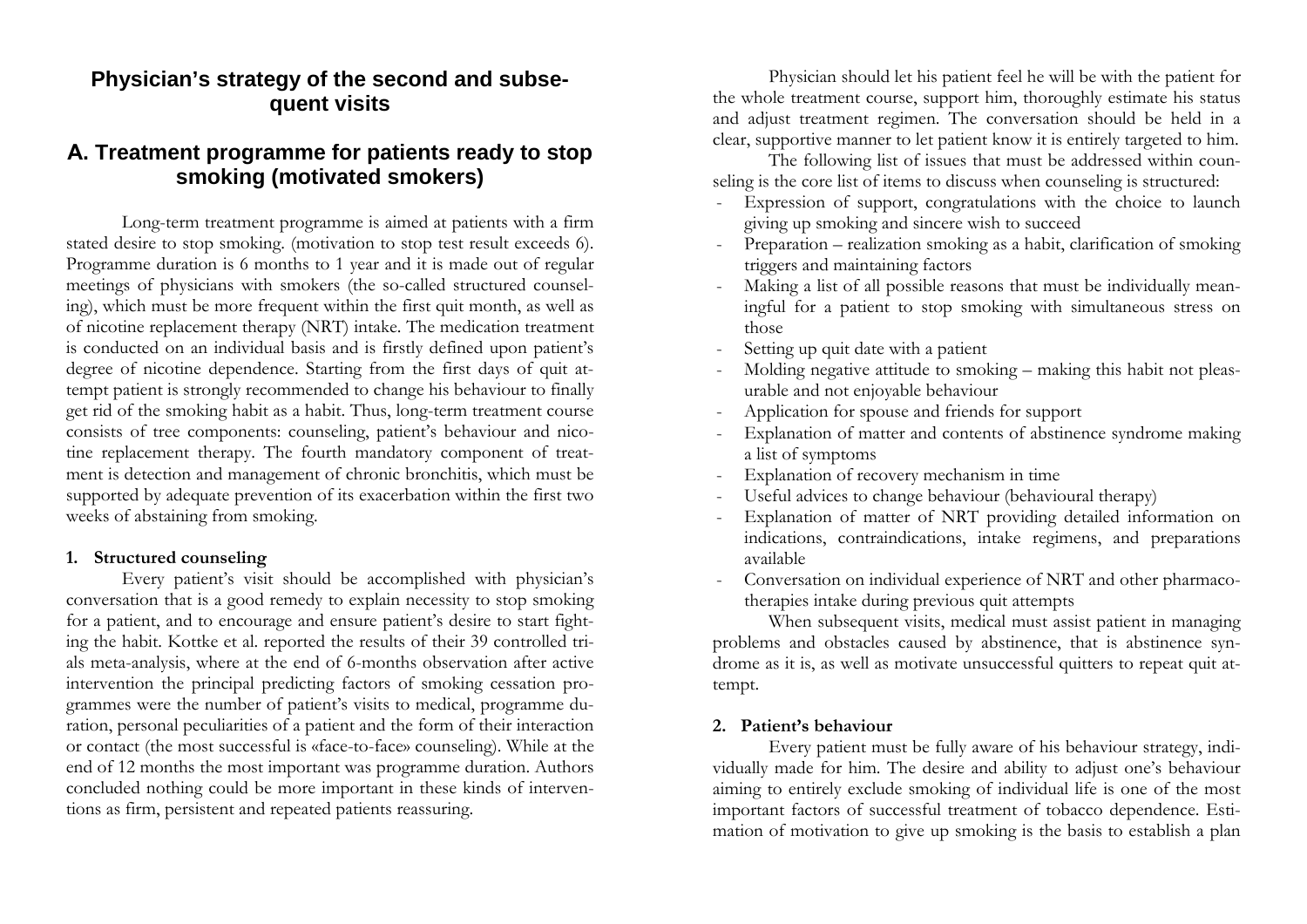## Physician's strategy of the second and subsequent visits

## A. Treatment programme for patients ready to stop smoking (motivated smokers)

Long-term treatment programme is aimed at patients with a firm stated desire to stop smoking. (motivation to stop test result exceeds 6). Programme duration is 6 months to 1 year and it is made out of regular meetings of physicians with smokers (the so-called structured counseling), which must be more frequent within the first quit month, as well as of nicotine replacement therapy (NRT) intake. The medication treatment is conducted on an individual basis and is firstly defined upon patient's degree of nicotine dependence. Starting from the first days of quit attempt patient is strongly recommended to change his behaviour to finally get rid of the smoking habit as a habit. Thus, long-term treatment course consists of tree components: counseling, patient's behaviour and nicotine replacement therapy. The fourth mandatory component of treatment is detection and management of chronic bronchitis, which must be supported by adequate prevention of its exacerbation within the first two weeks of abstaining from smoking.

### 1. Structured counseling

Every patient's visit should be accomplished with physician's conversation that is a good remedy to explain necessity to stop smoking for a patient, and to encourage and ensure patient's desire to start fighting the habit. Kottke et al. reported the results of their 39 controlled trials meta-analysis, where at the end of 6-months observation after active intervention the principal predicting factors of smoking cessation programmes were the number of patient's visits to medical, programme duration, personal peculiarities of a patient and the form of their interaction or contact (the most successful is «face-to-face» counseling). While at the end of 12 months the most important was programme duration. Authors concluded nothing could be more important in these kinds of interventions as firm, persistent and repeated patients reassuring.

Physician should let his patient feel he will be with the patient for the whole treatment course, support him, thoroughly estimate his status and adjust treatment regimen. The conversation should be held in a clear, supportive manner to let patient know it is entirely targeted to him.

The following list of issues that must be addressed within counseling is the core list of items to discuss when counseling is structured:

- Expression of support, congratulations with the choice to launch giving up smoking and sincere wish to succeed
- Preparation – realization smoking as a habit, clarification of smoking triggers and maintaining factors
- Making a list of all possible reasons that must be individually meaningful for a patient to stop smoking with simultaneous stress on those
- Setting up quit date with a patient
- Molding negative attitude to smoking – making this habit not pleasurable and not enjoyable behaviour
- Application for spouse and friends for support
- Explanation of matter and contents of abstinence syndrome making a list of symptoms
- Explanation of recovery mechanism in time
- Useful advices to change behaviour (behavioural therapy)
- Explanation of matter of NRT providing detailed information on indications, contraindications, intake regimens, and preparations available
- Conversation on individual experience of NRT and other pharmacotherapies intake during previous quit attempts

When subsequent visits, medical must assist patient in managing problems and obstacles caused by abstinence, that is abstinence syndrome as it is, as well as motivate unsuccessful quitters to repeat quit attempt.

### 2. Patient's behaviour

Every patient must be fully aware of his behaviour strategy, individually made for him. The desire and ability to adjust one's behaviour aiming to entirely exclude smoking of individual life is one of the most important factors of successful treatment of tobacco dependence. Estimation of motivation to give up smoking is the basis to establish a plan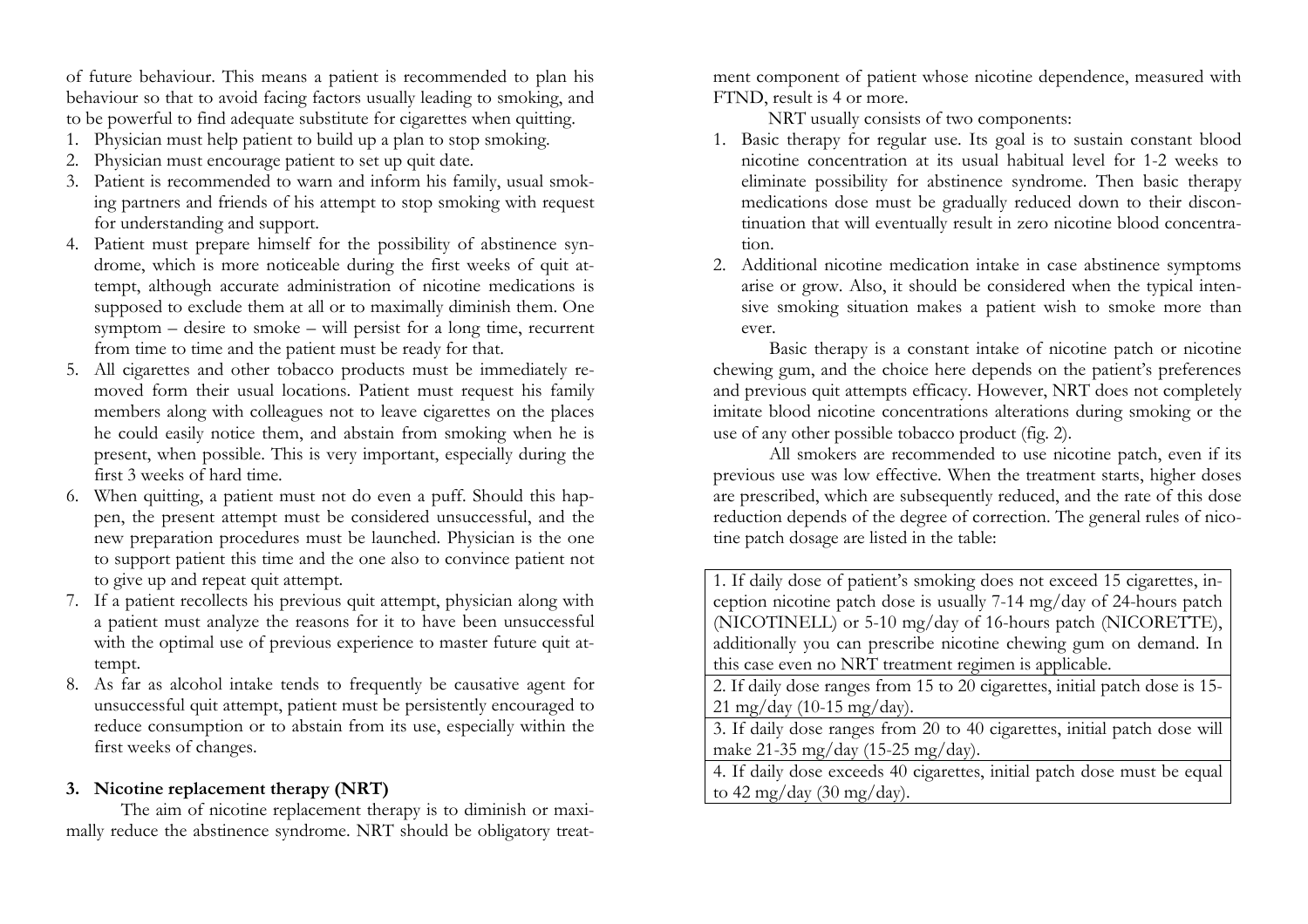of future behaviour. This means a patient is recommended to plan his behaviour so that to avoid facing factors usually leading to smoking, and to be powerful to find adequate substitute for cigarettes when quitting.

1. Physician must help patient to build up a plan to stop smoking.
2. Physician must encourage patient to set up quit date.
3. Patient is recommended to warn and inform his family, usual smoking partners and friends of his attempt to stop smoking with request for understanding and support.
4. Patient must prepare himself for the possibility of abstinence syndrome, which is more noticeable during the first weeks of quit attempt, although accurate administration of nicotine medications is supposed to exclude them at all or to maximally diminish them. One symptom – desire to smoke – will persist for a long time, recurrent from time to time and the patient must be ready for that.
5. All cigarettes and other tobacco products must be immediately removed form their usual locations. Patient must request his family members along with colleagues not to leave cigarettes on the places he could easily notice them, and abstain from smoking when he is present, when possible. This is very important, especially during the first 3 weeks of hard time.
6. When quitting, a patient must not do even a puff. Should this happen, the present attempt must be considered unsuccessful, and the new preparation procedures must be launched. Physician is the one to support patient this time and the one also to convince patient not to give up and repeat quit attempt.
7. If a patient recollects his previous quit attempt, physician along with a patient must analyze the reasons for it to have been unsuccessful with the optimal use of previous experience to master future quit attempt.
8. As far as alcohol intake tends to frequently be causative agent for unsuccessful quit attempt, patient must be persistently encouraged to reduce consumption or to abstain from its use, especially within the first weeks of changes.

### 3. Nicotine replacement therapy (NRT)

The aim of nicotine replacement therapy is to diminish or maximally reduce the abstinence syndrome. NRT should be obligatory treatment component of patient whose nicotine dependence, measured with FTND, result is 4 or more.

NRT usually consists of two components:

1. Basic therapy for regular use. Its goal is to sustain constant blood nicotine concentration at its usual habitual level for 1-2 weeks to eliminate possibility for abstinence syndrome. Then basic therapy medications dose must be gradually reduced down to their discontinuation that will eventually result in zero nicotine blood concentration.
2. Additional nicotine medication intake in case abstinence symptoms arise or grow. Also, it should be considered when the typical intensive smoking situation makes a patient wish to smoke more than ever.

Basic therapy is a constant intake of nicotine patch or nicotine chewing gum, and the choice here depends on the patient's preferences and previous quit attempts efficacy. However, NRT does not completely imitate blood nicotine concentrations alterations during smoking or the use of any other possible tobacco product (fig. 2).

All smokers are recommended to use nicotine patch, even if its previous use was low effective. When the treatment starts, higher doses are prescribed, which are subsequently reduced, and the rate of this dose reduction depends of the degree of correction. The general rules of nicotine patch dosage are listed in the table:

| |
|---|
| 1. If daily dose of patient's smoking does not exceed 15 cigarettes, inception nicotine patch dose is usually 7-14 mg/day of 24-hours patch (NICOTINELL) or 5-10 mg/day of 16-hours patch (NICORETTE), additionally you can prescribe nicotine chewing gum on demand. In this case even no NRT treatment regimen is applicable. |
| 2. If daily dose ranges from 15 to 20 cigarettes, initial patch dose is 15-21 mg/day (10-15 mg/day). |
| 3. If daily dose ranges from 20 to 40 cigarettes, initial patch dose will make 21-35 mg/day (15-25 mg/day). |
| 4. If daily dose exceeds 40 cigarettes, initial patch dose must be equal to 42 mg/day (30 mg/day). |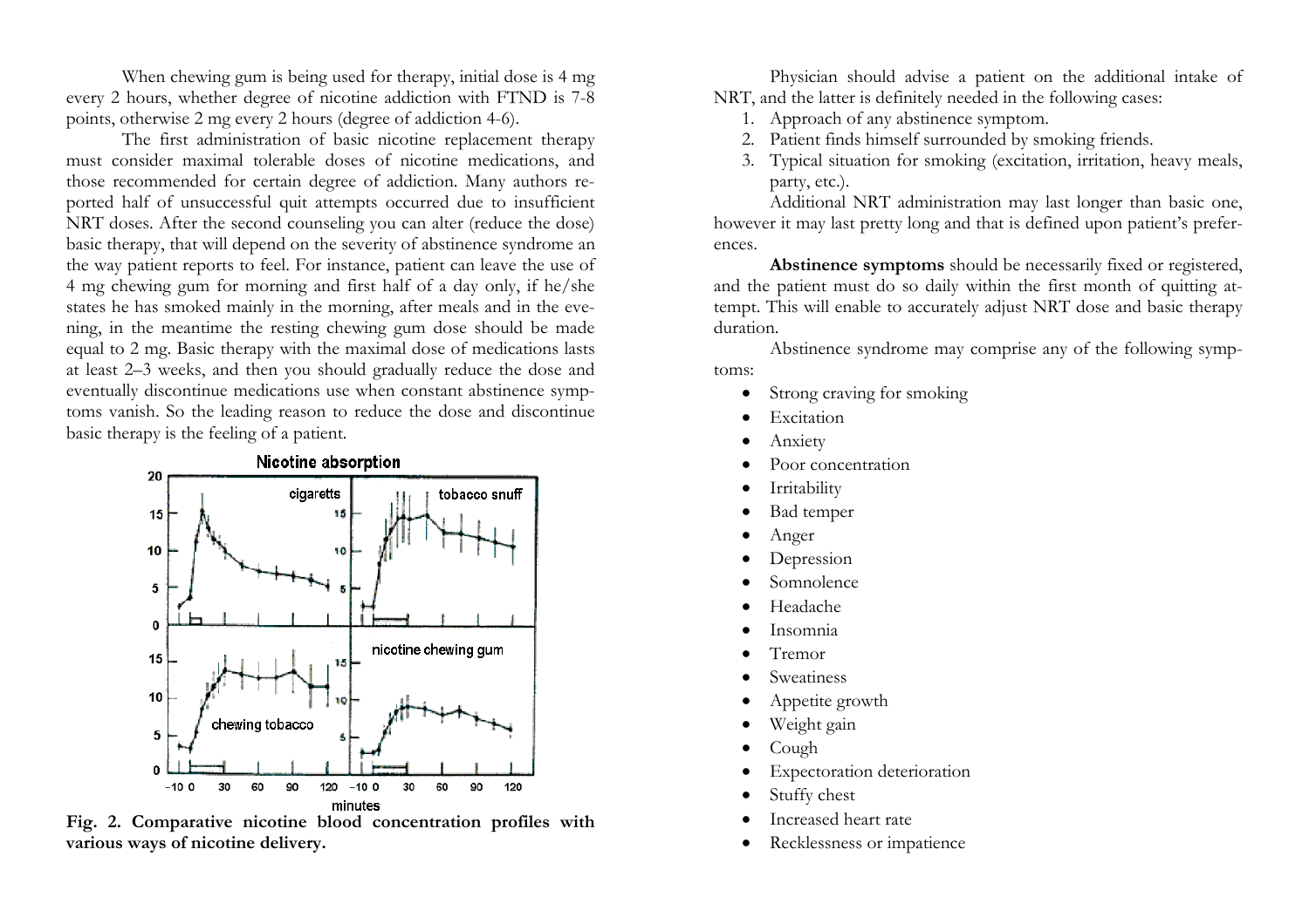When chewing gum is being used for therapy, initial dose is 4 mg every 2 hours, whether degree of nicotine addiction with FTND is 7-8 points, otherwise 2 mg every 2 hours (degree of addiction 4-6).

The first administration of basic nicotine replacement therapy must consider maximal tolerable doses of nicotine medications, and those recommended for certain degree of addiction. Many authors reported half of unsuccessful quit attempts occurred due to insufficient NRT doses. After the second counseling you can alter (reduce the dose) basic therapy, that will depend on the severity of abstinence syndrome an the way patient reports to feel. For instance, patient can leave the use of 4 mg chewing gum for morning and first half of a day only, if he/she states he has smoked mainly in the morning, after meals and in the evening, in the meantime the resting chewing gum dose should be made equal to 2 mg. Basic therapy with the maximal dose of medications lasts at least 2–3 weeks, and then you should gradually reduce the dose and eventually discontinue medications use when constant abstinence symptoms vanish. So the leading reason to reduce the dose and discontinue basic therapy is the feeling of a patient.

**Fig. 2. Comparative nicotine blood concentration profiles with various ways of nicotine delivery.**

Physician should advise a patient on the additional intake of NRT, and the latter is definitely needed in the following cases:

1. Approach of any abstinence symptom.
2. Patient finds himself surrounded by smoking friends.
3. Typical situation for smoking (excitation, irritation, heavy meals, party, etc.).

Additional NRT administration may last longer than basic one, however it may last pretty long and that is defined upon patient's preferences.

**Abstinence symptoms** should be necessarily fixed or registered, and the patient must do so daily within the first month of quitting attempt. This will enable to accurately adjust NRT dose and basic therapy duration.

Abstinence syndrome may comprise any of the following symptoms:

- Strong craving for smoking
- Excitation
- Anxiety
- Poor concentration
- Irritability
- Bad temper
- Anger
- Depression
- Somnolence
- Headache
- Insomnia
- Tremor
- Sweatiness
- Appetite growth
- Weight gain
- Cough
- Expectoration deterioration
- Stuffy chest
- Increased heart rate
- Recklessness or impatience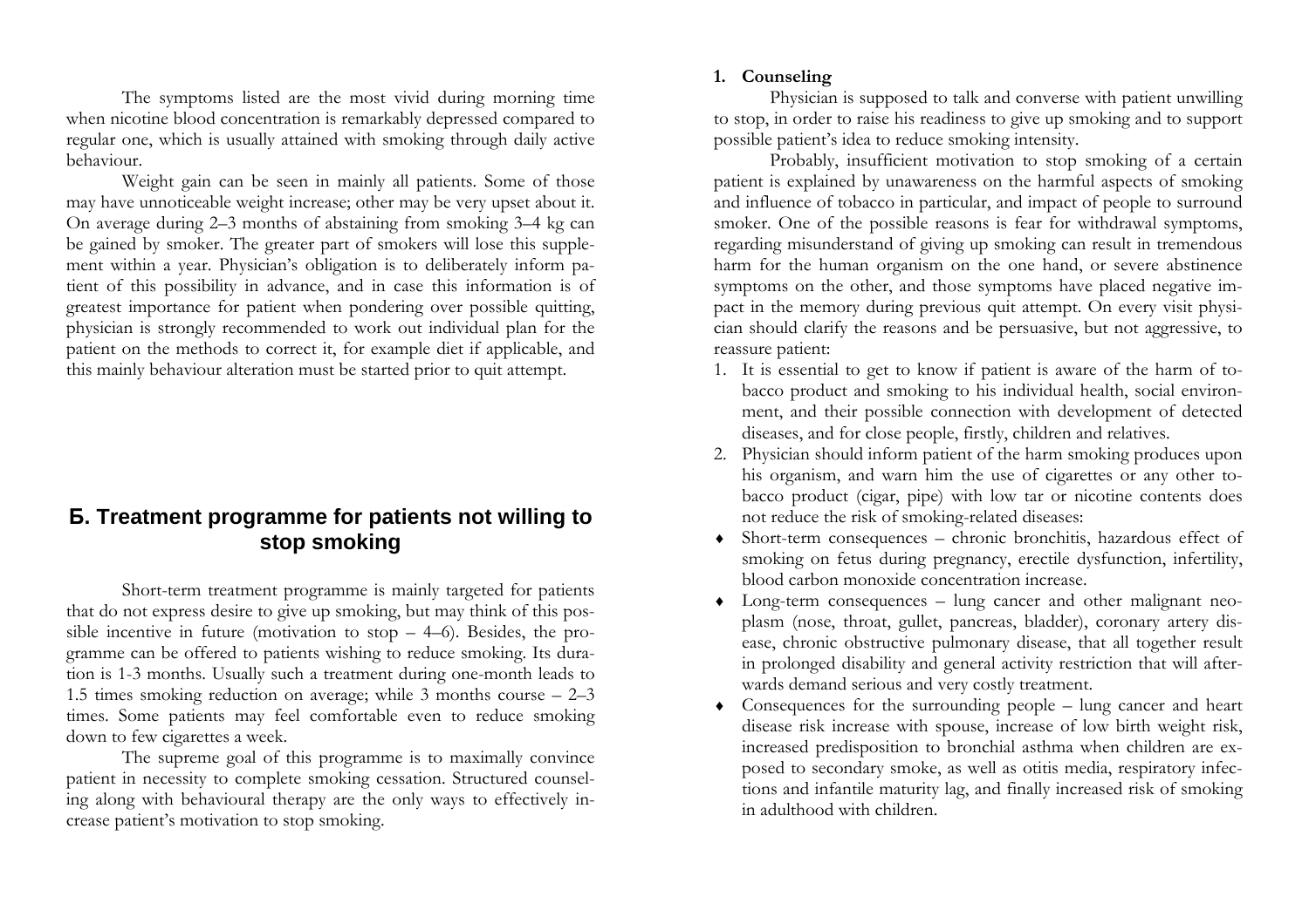The symptoms listed are the most vivid during morning time when nicotine blood concentration is remarkably depressed compared to regular one, which is usually attained with smoking through daily active behaviour.

Weight gain can be seen in mainly all patients. Some of those may have unnoticeable weight increase; other may be very upset about it. On average during 2–3 months of abstaining from smoking 3–4 kg can be gained by smoker. The greater part of smokers will lose this supplement within a year. Physician's obligation is to deliberately inform patient of this possibility in advance, and in case this information is of greatest importance for patient when pondering over possible quitting, physician is strongly recommended to work out individual plan for the patient on the methods to correct it, for example diet if applicable, and this mainly behaviour alteration must be started prior to quit attempt.

## Б. Treatment programme for patients not willing to stop smoking

Short-term treatment programme is mainly targeted for patients that do not express desire to give up smoking, but may think of this possible incentive in future (motivation to stop – 4–6). Besides, the programme can be offered to patients wishing to reduce smoking. Its duration is 1-3 months. Usually such a treatment during one-month leads to 1.5 times smoking reduction on average; while 3 months course – 2–3 times. Some patients may feel comfortable even to reduce smoking down to few cigarettes a week.

The supreme goal of this programme is to maximally convince patient in necessity to complete smoking cessation. Structured counseling along with behavioural therapy are the only ways to effectively increase patient's motivation to stop smoking.

### 1. Counseling

Physician is supposed to talk and converse with patient unwilling to stop, in order to raise his readiness to give up smoking and to support possible patient's idea to reduce smoking intensity.

Probably, insufficient motivation to stop smoking of a certain patient is explained by unawareness on the harmful aspects of smoking and influence of tobacco in particular, and impact of people to surround smoker. One of the possible reasons is fear for withdrawal symptoms, regarding misunderstand of giving up smoking can result in tremendous harm for the human organism on the one hand, or severe abstinence symptoms on the other, and those symptoms have placed negative impact in the memory during previous quit attempt. On every visit physician should clarify the reasons and be persuasive, but not aggressive, to reassure patient:

1. It is essential to get to know if patient is aware of the harm of tobacco product and smoking to his individual health, social environment, and their possible connection with development of detected diseases, and for close people, firstly, children and relatives.
2. Physician should inform patient of the harm smoking produces upon his organism, and warn him the use of cigarettes or any other tobacco product (cigar, pipe) with low tar or nicotine contents does not reduce the risk of smoking-related diseases:

- Short-term consequences – chronic bronchitis, hazardous effect of smoking on fetus during pregnancy, erectile dysfunction, infertility, blood carbon monoxide concentration increase.
- Long-term consequences – lung cancer and other malignant neoplasm (nose, throat, gullet, pancreas, bladder), coronary artery disease, chronic obstructive pulmonary disease, that all together result in prolonged disability and general activity restriction that will afterwards demand serious and very costly treatment.
- Consequences for the surrounding people – lung cancer and heart disease risk increase with spouse, increase of low birth weight risk, increased predisposition to bronchial asthma when children are exposed to secondary smoke, as well as otitis media, respiratory infections and infantile maturity lag, and finally increased risk of smoking in adulthood with children.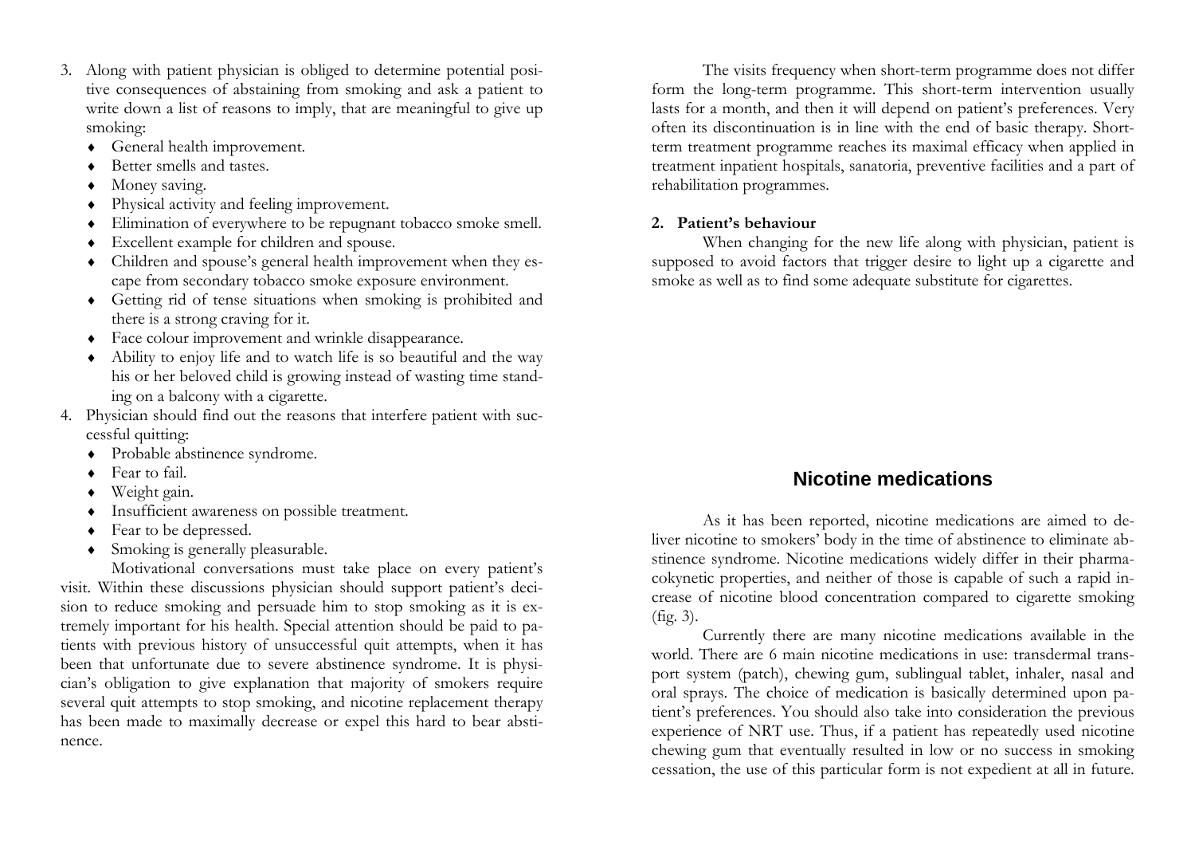3. Along with patient physician is obliged to determine potential positive consequences of abstaining from smoking and ask a patient to write down a list of reasons to imply, that are meaningful to give up smoking:
   - General health improvement.
   - Better smells and tastes.
   - Money saving.
   - Physical activity and feeling improvement.
   - Elimination of everywhere to be repugnant tobacco smoke smell.
   - Excellent example for children and spouse.
   - Children and spouse's general health improvement when they escape from secondary tobacco smoke exposure environment.
   - Getting rid of tense situations when smoking is prohibited and there is a strong craving for it.
   - Face colour improvement and wrinkle disappearance.
   - Ability to enjoy life and to watch life is so beautiful and the way his or her beloved child is growing instead of wasting time standing on a balcony with a cigarette.
4. Physician should find out the reasons that interfere patient with successful quitting:
   - Probable abstinence syndrome.
   - Fear to fail.
   - Weight gain.
   - Insufficient awareness on possible treatment.
   - Fear to be depressed.
   - Smoking is generally pleasurable.

Motivational conversations must take place on every patient's visit. Within these discussions physician should support patient's decision to reduce smoking and persuade him to stop smoking as it is extremely important for his health. Special attention should be paid to patients with previous history of unsuccessful quit attempts, when it has been that unfortunate due to severe abstinence syndrome. It is physician's obligation to give explanation that majority of smokers require several quit attempts to stop smoking, and nicotine replacement therapy has been made to maximally decrease or expel this hard to bear abstinence.

The visits frequency when short-term programme does not differ form the long-term programme. This short-term intervention usually lasts for a month, and then it will depend on patient's preferences. Very often its discontinuation is in line with the end of basic therapy. Short-term treatment programme reaches its maximal efficacy when applied in treatment inpatient hospitals, sanatoria, preventive facilities and a part of rehabilitation programmes.

**2. Patient's behaviour**

When changing for the new life along with physician, patient is supposed to avoid factors that trigger desire to light up a cigarette and smoke as well as to find some adequate substitute for cigarettes.

## Nicotine medications

As it has been reported, nicotine medications are aimed to deliver nicotine to smokers' body in the time of abstinence to eliminate abstinence syndrome. Nicotine medications widely differ in their pharmacokynetic properties, and neither of those is capable of such a rapid increase of nicotine blood concentration compared to cigarette smoking (fig. 3).

Currently there are many nicotine medications available in the world. There are 6 main nicotine medications in use: transdermal transport system (patch), chewing gum, sublingual tablet, inhaler, nasal and oral sprays. The choice of medication is basically determined upon patient's preferences. You should also take into consideration the previous experience of NRT use. Thus, if a patient has repeatedly used nicotine chewing gum that eventually resulted in low or no success in smoking cessation, the use of this particular form is not expedient at all in future.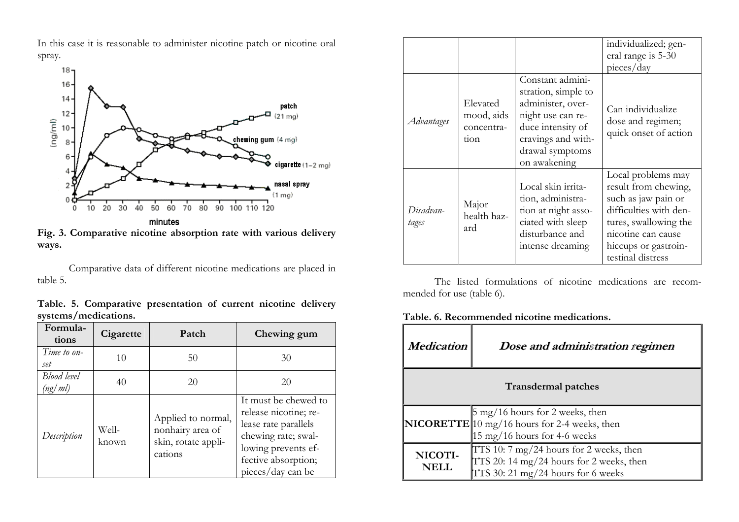In this case it is reasonable to administer nicotine patch or nicotine oral spray.

**Fig. 3. Comparative nicotine absorption rate with various delivery ways.**

Comparative data of different nicotine medications are placed in table 5.

**Table. 5. Comparative presentation of current nicotine delivery systems/medications.**

| Formulations | Cigarette | Patch | Chewing gum |
|---|---|---|---|
| *Time to onset* | 10 | 50 | 30 |
| *Blood level (ng/ml)* | 40 | 20 | 20 |
| *Description* | Well-known | Applied to normal, nonhairy area of skin, rotate applications | It must be chewed to release nicotine; release rate parallels chewing rate; swallowing prevents effective absorption; pieces/day can be individualized; general range is 5-30 pieces/day |
| *Advantages* | Elevated mood, aids concentration | Constant administration, simple to administer, overnight use can reduce intensity of cravings and withdrawal symptoms on awakening | Can individualize dose and regimen; quick onset of action |
| *Disadvantages* | Major health hazard | Local skin irritation, administration at night associated with sleep disturbance and intense dreaming | Local problems may result from chewing, such as jaw pain or difficulties with dentures, swallowing the nicotine can cause hiccups or gastrointestinal distress |

The listed formulations of nicotine medications are recommended for use (table 6).

**Table. 6. Recommended nicotine medications.**

| ***Medication*** | ***Dose and administration regimen*** |
|---|---|
| **Transdermal patches** | |
| **NICORETTE** | 5 mg/16 hours for 2 weeks, then<br>10 mg/16 hours for 2-4 weeks, then<br>15 mg/16 hours for 4-6 weeks |
| **NICOTINELL** | TTS 10: 7 mg/24 hours for 2 weeks, then<br>TTS 20: 14 mg/24 hours for 2 weeks, then<br>TTS 30: 21 mg/24 hours for 6 weeks |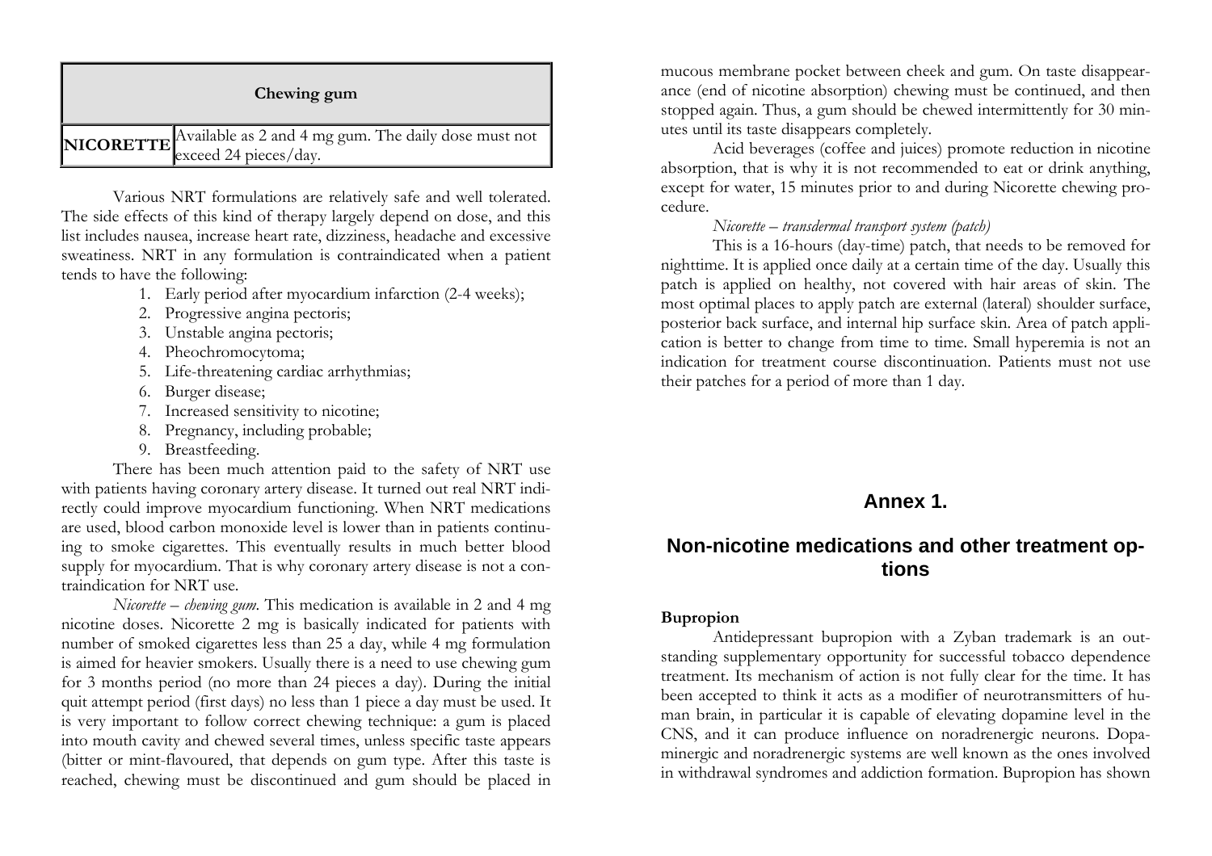| Chewing gum | |
|---|---|
| **NICORETTE** | Available as 2 and 4 mg gum. The daily dose must not exceed 24 pieces/day. |

Various NRT formulations are relatively safe and well tolerated. The side effects of this kind of therapy largely depend on dose, and this list includes nausea, increase heart rate, dizziness, headache and excessive sweatiness. NRT in any formulation is contraindicated when a patient tends to have the following:

1. Early period after myocardium infarction (2-4 weeks);
2. Progressive angina pectoris;
3. Unstable angina pectoris;
4. Pheochromocytoma;
5. Life-threatening cardiac arrhythmias;
6. Burger disease;
7. Increased sensitivity to nicotine;
8. Pregnancy, including probable;
9. Breastfeeding.

There has been much attention paid to the safety of NRT use with patients having coronary artery disease. It turned out real NRT indirectly could improve myocardium functioning. When NRT medications are used, blood carbon monoxide level is lower than in patients continuing to smoke cigarettes. This eventually results in much better blood supply for myocardium. That is why coronary artery disease is not a contraindication for NRT use.

*Nicorette – chewing gum*. This medication is available in 2 and 4 mg nicotine doses. Nicorette 2 mg is basically indicated for patients with number of smoked cigarettes less than 25 a day, while 4 mg formulation is aimed for heavier smokers. Usually there is a need to use chewing gum for 3 months period (no more than 24 pieces a day). During the initial quit attempt period (first days) no less than 1 piece a day must be used. It is very important to follow correct chewing technique: a gum is placed into mouth cavity and chewed several times, unless specific taste appears (bitter or mint-flavoured, that depends on gum type. After this taste is reached, chewing must be discontinued and gum should be placed in mucous membrane pocket between cheek and gum. On taste disappearance (end of nicotine absorption) chewing must be continued, and then stopped again. Thus, a gum should be chewed intermittently for 30 minutes until its taste disappears completely.

Acid beverages (coffee and juices) promote reduction in nicotine absorption, that is why it is not recommended to eat or drink anything, except for water, 15 minutes prior to and during Nicorette chewing procedure.

*Nicorette – transdermal transport system (patch)*

This is a 16-hours (day-time) patch, that needs to be removed for nighttime. It is applied once daily at a certain time of the day. Usually this patch is applied on healthy, not covered with hair areas of skin. The most optimal places to apply patch are external (lateral) shoulder surface, posterior back surface, and internal hip surface skin. Area of patch application is better to change from time to time. Small hyperemia is not an indication for treatment course discontinuation. Patients must not use their patches for a period of more than 1 day.

# Annex 1.

# Non-nicotine medications and other treatment options

**Bupropion**

Antidepressant bupropion with a Zyban trademark is an outstanding supplementary opportunity for successful tobacco dependence treatment. Its mechanism of action is not fully clear for the time. It has been accepted to think it acts as a modifier of neurotransmitters of human brain, in particular it is capable of elevating dopamine level in the CNS, and it can produce influence on noradrenergic neurons. Dopaminergic and noradrenergic systems are well known as the ones involved in withdrawal syndromes and addiction formation. Bupropion has shown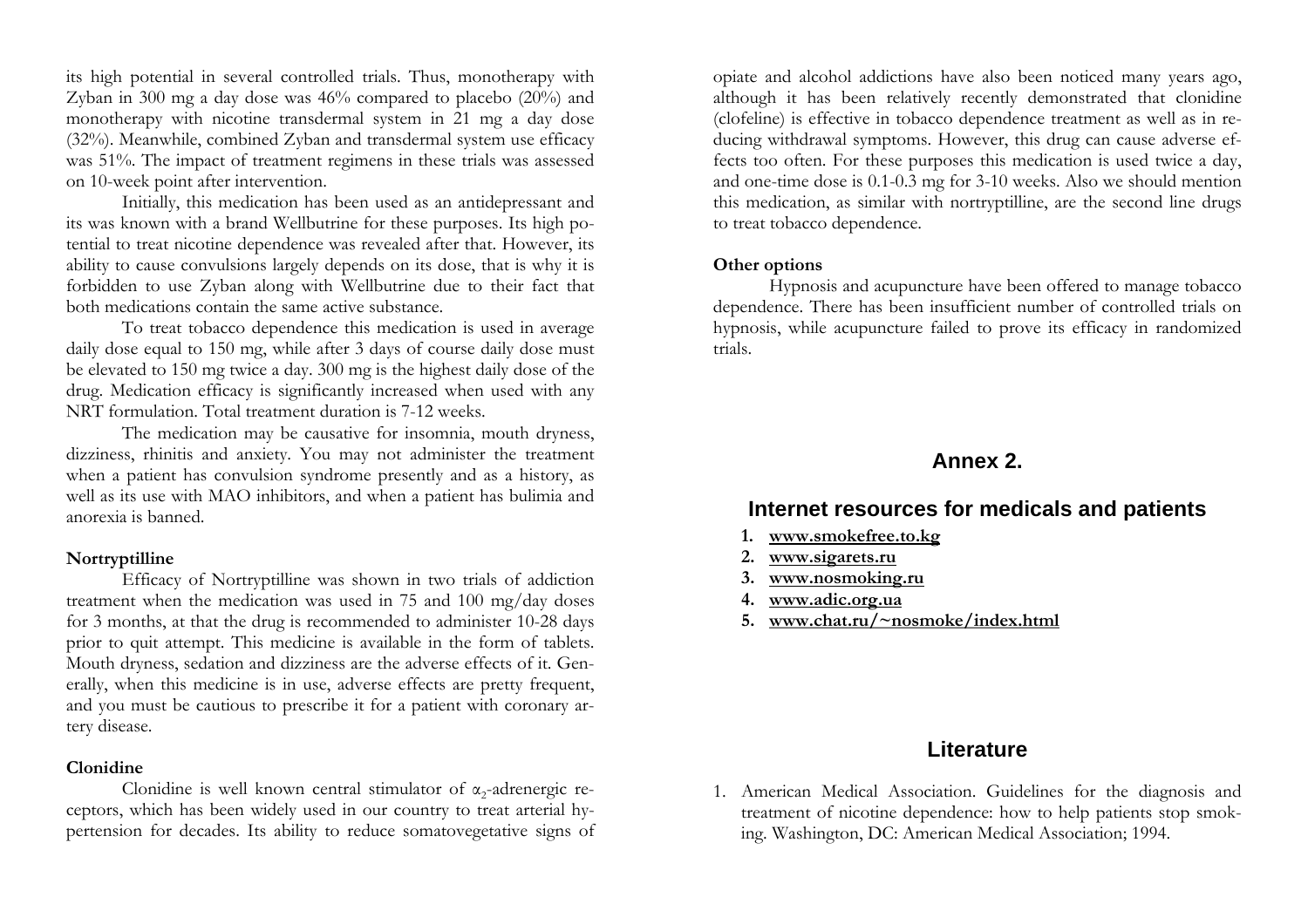its high potential in several controlled trials. Thus, monotherapy with Zyban in 300 mg a day dose was 46% compared to placebo (20%) and monotherapy with nicotine transdermal system in 21 mg a day dose (32%). Meanwhile, combined Zyban and transdermal system use efficacy was 51%. The impact of treatment regimens in these trials was assessed on 10-week point after intervention.

Initially, this medication has been used as an antidepressant and its was known with a brand Wellbutrine for these purposes. Its high potential to treat nicotine dependence was revealed after that. However, its ability to cause convulsions largely depends on its dose, that is why it is forbidden to use Zyban along with Wellbutrine due to their fact that both medications contain the same active substance.

To treat tobacco dependence this medication is used in average daily dose equal to 150 mg, while after 3 days of course daily dose must be elevated to 150 mg twice a day. 300 mg is the highest daily dose of the drug. Medication efficacy is significantly increased when used with any NRT formulation. Total treatment duration is 7-12 weeks.

The medication may be causative for insomnia, mouth dryness, dizziness, rhinitis and anxiety. You may not administer the treatment when a patient has convulsion syndrome presently and as a history, as well as its use with MAO inhibitors, and when a patient has bulimia and anorexia is banned.

**Nortryptilline**

Efficacy of Nortryptilline was shown in two trials of addiction treatment when the medication was used in 75 and 100 mg/day doses for 3 months, at that the drug is recommended to administer 10-28 days prior to quit attempt. This medicine is available in the form of tablets. Mouth dryness, sedation and dizziness are the adverse effects of it. Generally, when this medicine is in use, adverse effects are pretty frequent, and you must be cautious to prescribe it for a patient with coronary artery disease.

**Clonidine**

Clonidine is well known central stimulator of $\alpha_2$-adrenergic receptors, which has been widely used in our country to treat arterial hypertension for decades. Its ability to reduce somatovegetative signs of opiate and alcohol addictions have also been noticed many years ago, although it has been relatively recently demonstrated that clonidine (clofeline) is effective in tobacco dependence treatment as well as in reducing withdrawal symptoms. However, this drug can cause adverse effects too often. For these purposes this medication is used twice a day, and one-time dose is 0.1-0.3 mg for 3-10 weeks. Also we should mention this medication, as similar with nortryptilline, are the second line drugs to treat tobacco dependence.

**Other options**

Hypnosis and acupuncture have been offered to manage tobacco dependence. There has been insufficient number of controlled trials on hypnosis, while acupuncture failed to prove its efficacy in randomized trials.

## Annex 2.

## Internet resources for medicals and patients

1. **www.smokefree.to.kg**
2. **www.sigarets.ru**
3. **www.nosmoking.ru**
4. **www.adic.org.ua**
5. **www.chat.ru/~nosmoke/index.html**

## Literature

1. American Medical Association. Guidelines for the diagnosis and treatment of nicotine dependence: how to help patients stop smoking. Washington, DC: American Medical Association; 1994.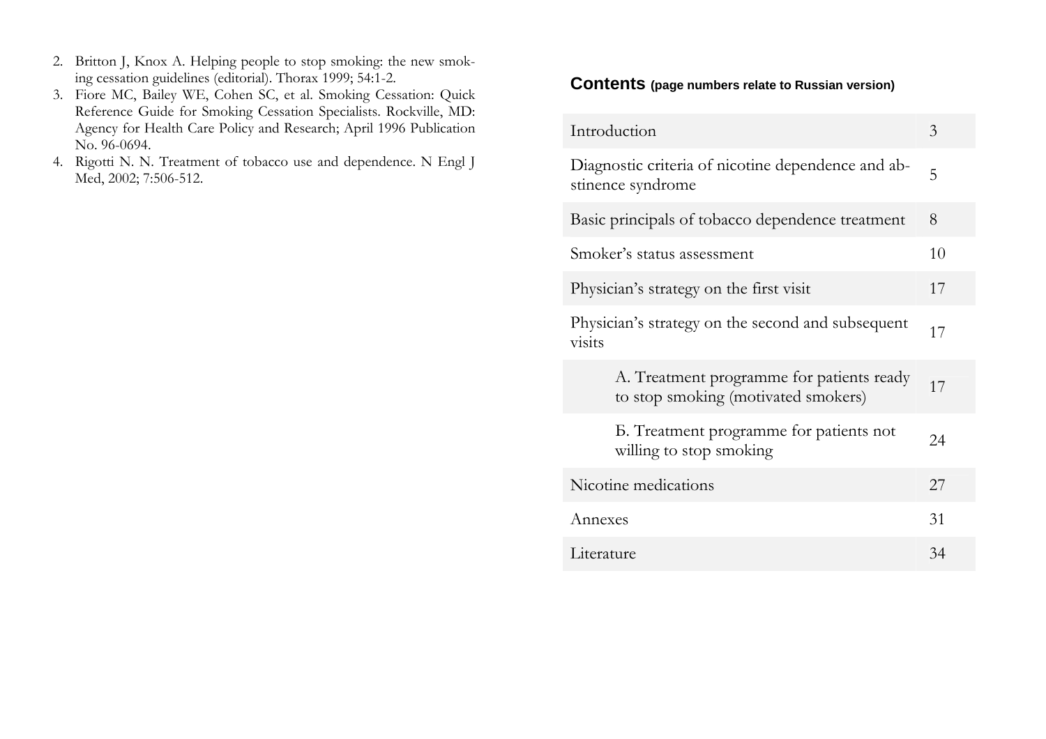2. Britton J, Knox A. Helping people to stop smoking: the new smoking cessation guidelines (editorial). Thorax 1999; 54:1-2.
3. Fiore MC, Bailey WE, Cohen SC, et al. Smoking Cessation: Quick Reference Guide for Smoking Cessation Specialists. Rockville, MD: Agency for Health Care Policy and Research; April 1996 Publication No. 96-0694.
4. Rigotti N. N. Treatment of tobacco use and dependence. N Engl J Med, 2002; 7:506-512.

## Contents (page numbers relate to Russian version)

| | |
|---|---|
| Introduction | 3 |
| Diagnostic criteria of nicotine dependence and abstinence syndrome | 5 |
| Basic principals of tobacco dependence treatment | 8 |
| Smoker's status assessment | 10 |
| Physician's strategy on the first visit | 17 |
| Physician's strategy on the second and subsequent visits | 17 |
| A. Treatment programme for patients ready to stop smoking (motivated smokers) | 17 |
| Б. Treatment programme for patients not willing to stop smoking | 24 |
| Nicotine medications | 27 |
| Annexes | 31 |
| Literature | 34 |